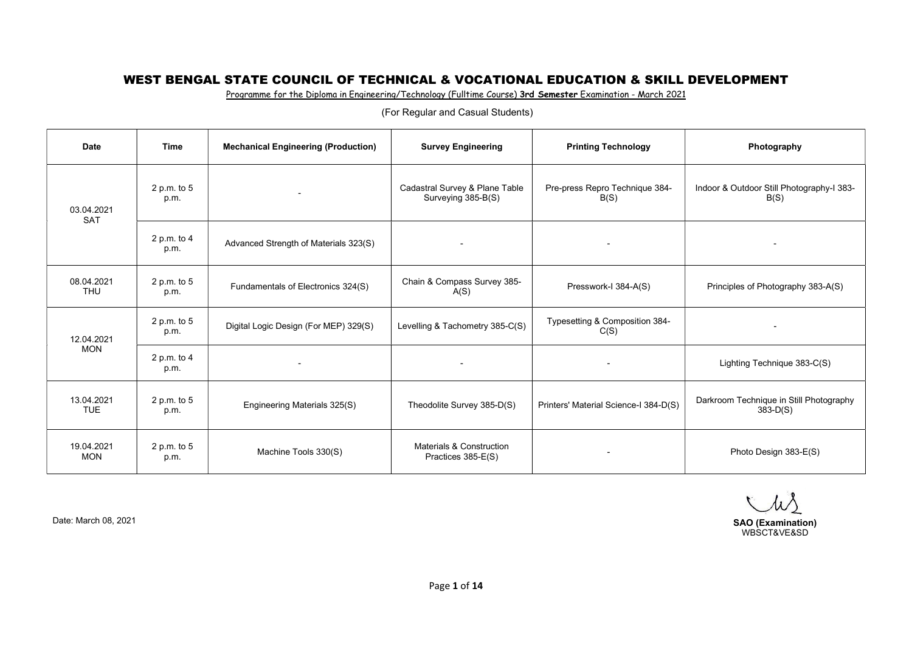# WEST BENGAL STATE COUNCIL OF TECHNICAL & VOCATIONAL EDUCATION & SKILL DEVELOPMENT

Programme for the Diploma in Engineering/Technology (Fulltime Course) **3rd Semester** Examination - March 2021

(For Regular and Casual Students)

| Date | Time | Mechanical Engineering (Production) | Survey Engineering | Printing Technology | Photography |
|---|---|---|---|---|---|
| 03.04.2021 SAT | 2 p.m. to 5 p.m. | - | Cadastral Survey & Plane Table Surveying 385-B(S) | Pre-press Repro Technique 384-B(S) | Indoor & Outdoor Still Photography-I 383-B(S) |
| | 2 p.m. to 4 p.m. | Advanced Strength of Materials 323(S) | - | - | - |
| 08.04.2021 THU | 2 p.m. to 5 p.m. | Fundamentals of Electronics 324(S) | Chain & Compass Survey 385-A(S) | Presswork-I 384-A(S) | Principles of Photography 383-A(S) |
| 12.04.2021 MON | 2 p.m. to 5 p.m. | Digital Logic Design (For MEP) 329(S) | Levelling & Tachometry 385-C(S) | Typesetting & Composition 384-C(S) | - |
| | 2 p.m. to 4 p.m. | - | - | - | Lighting Technique 383-C(S) |
| 13.04.2021 TUE | 2 p.m. to 5 p.m. | Engineering Materials 325(S) | Theodolite Survey 385-D(S) | Printers' Material Science-I 384-D(S) | Darkroom Technique in Still Photography 383-D(S) |
| 19.04.2021 MON | 2 p.m. to 5 p.m. | Machine Tools 330(S) | Materials & Construction Practices 385-E(S) | - | Photo Design 383-E(S) |

Date: March 08, 2021

**SAO (Examination)**
WBSCT&VE&SD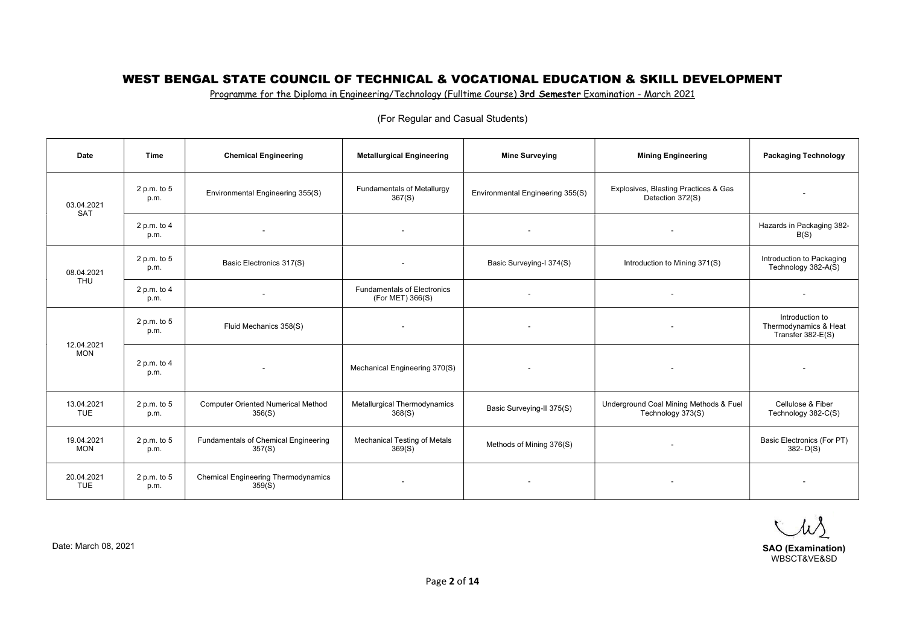## WEST BENGAL STATE COUNCIL OF TECHNICAL & VOCATIONAL EDUCATION & SKILL DEVELOPMENT

Programme for the Diploma in Engineering/Technology (Fulltime Course) **3rd Semester** Examination - March 2021

(For Regular and Casual Students)

| Date | Time | Chemical Engineering | Metallurgical Engineering | Mine Surveying | Mining Engineering | Packaging Technology |
|---|---|---|---|---|---|---|
| 03.04.2021 SAT | 2 p.m. to 5 p.m. | Environmental Engineering 355(S) | Fundamentals of Metallurgy 367(S) | Environmental Engineering 355(S) | Explosives, Blasting Practices & Gas Detection 372(S) | - |
| | 2 p.m. to 4 p.m. | - | - | - | - | Hazards in Packaging 382-B(S) |
| 08.04.2021 THU | 2 p.m. to 5 p.m. | Basic Electronics 317(S) | - | Basic Surveying-I 374(S) | Introduction to Mining 371(S) | Introduction to Packaging Technology 382-A(S) |
| | 2 p.m. to 4 p.m. | - | Fundamentals of Electronics (For MET) 366(S) | - | - | - |
| 12.04.2021 MON | 2 p.m. to 5 p.m. | Fluid Mechanics 358(S) | - | - | - | Introduction to Thermodynamics & Heat Transfer 382-E(S) |
| | 2 p.m. to 4 p.m. | - | Mechanical Engineering 370(S) | - | - | - |
| 13.04.2021 TUE | 2 p.m. to 5 p.m. | Computer Oriented Numerical Method 356(S) | Metallurgical Thermodynamics 368(S) | Basic Surveying-II 375(S) | Underground Coal Mining Methods & Fuel Technology 373(S) | Cellulose & Fiber Technology 382-C(S) |
| 19.04.2021 MON | 2 p.m. to 5 p.m. | Fundamentals of Chemical Engineering 357(S) | Mechanical Testing of Metals 369(S) | Methods of Mining 376(S) | - | Basic Electronics (For PT) 382- D(S) |
| 20.04.2021 TUE | 2 p.m. to 5 p.m. | Chemical Engineering Thermodynamics 359(S) | - | - | - | - |

Date: March 08, 2021

**SAO (Examination)**
WBSCT&VE&SD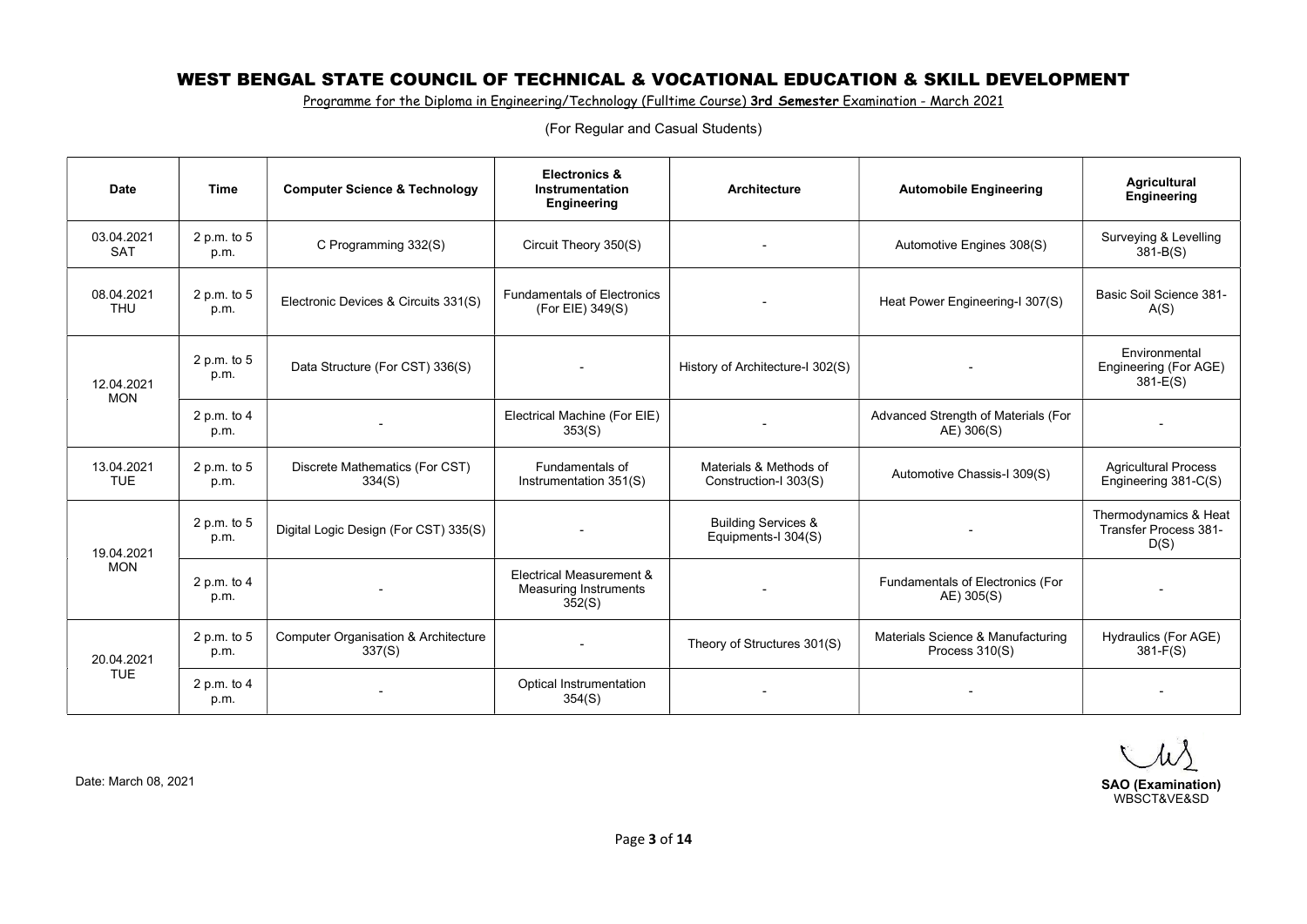# WEST BENGAL STATE COUNCIL OF TECHNICAL & VOCATIONAL EDUCATION & SKILL DEVELOPMENT

Programme for the Diploma in Engineering/Technology (Fulltime Course) **3rd Semester** Examination - March 2021

(For Regular and Casual Students)

| Date | Time | Computer Science & Technology | Electronics & Instrumentation Engineering | Architecture | Automobile Engineering | Agricultural Engineering |
|---|---|---|---|---|---|---|
| 03.04.2021 SAT | 2 p.m. to 5 p.m. | C Programming 332(S) | Circuit Theory 350(S) | - | Automotive Engines 308(S) | Surveying & Levelling 381-B(S) |
| 08.04.2021 THU | 2 p.m. to 5 p.m. | Electronic Devices & Circuits 331(S) | Fundamentals of Electronics (For EIE) 349(S) | - | Heat Power Engineering-I 307(S) | Basic Soil Science 381-A(S) |
| 12.04.2021 MON | 2 p.m. to 5 p.m. | Data Structure (For CST) 336(S) | - | History of Architecture-I 302(S) | - | Environmental Engineering (For AGE) 381-E(S) |
| | 2 p.m. to 4 p.m. | - | Electrical Machine (For EIE) 353(S) | - | Advanced Strength of Materials (For AE) 306(S) | - |
| 13.04.2021 TUE | 2 p.m. to 5 p.m. | Discrete Mathematics (For CST) 334(S) | Fundamentals of Instrumentation 351(S) | Materials & Methods of Construction-I 303(S) | Automotive Chassis-I 309(S) | Agricultural Process Engineering 381-C(S) |
| 19.04.2021 MON | 2 p.m. to 5 p.m. | Digital Logic Design (For CST) 335(S) | - | Building Services & Equipments-I 304(S) | - | Thermodynamics & Heat Transfer Process 381-D(S) |
| | 2 p.m. to 4 p.m. | - | Electrical Measurement & Measuring Instruments 352(S) | - | Fundamentals of Electronics (For AE) 305(S) | - |
| 20.04.2021 TUE | 2 p.m. to 5 p.m. | Computer Organisation & Architecture 337(S) | - | Theory of Structures 301(S) | Materials Science & Manufacturing Process 310(S) | Hydraulics (For AGE) 381-F(S) |
| | 2 p.m. to 4 p.m. | - | Optical Instrumentation 354(S) | - | - | - |

Date: March 08, 2021

**SAO (Examination)**
WBSCT&VE&SD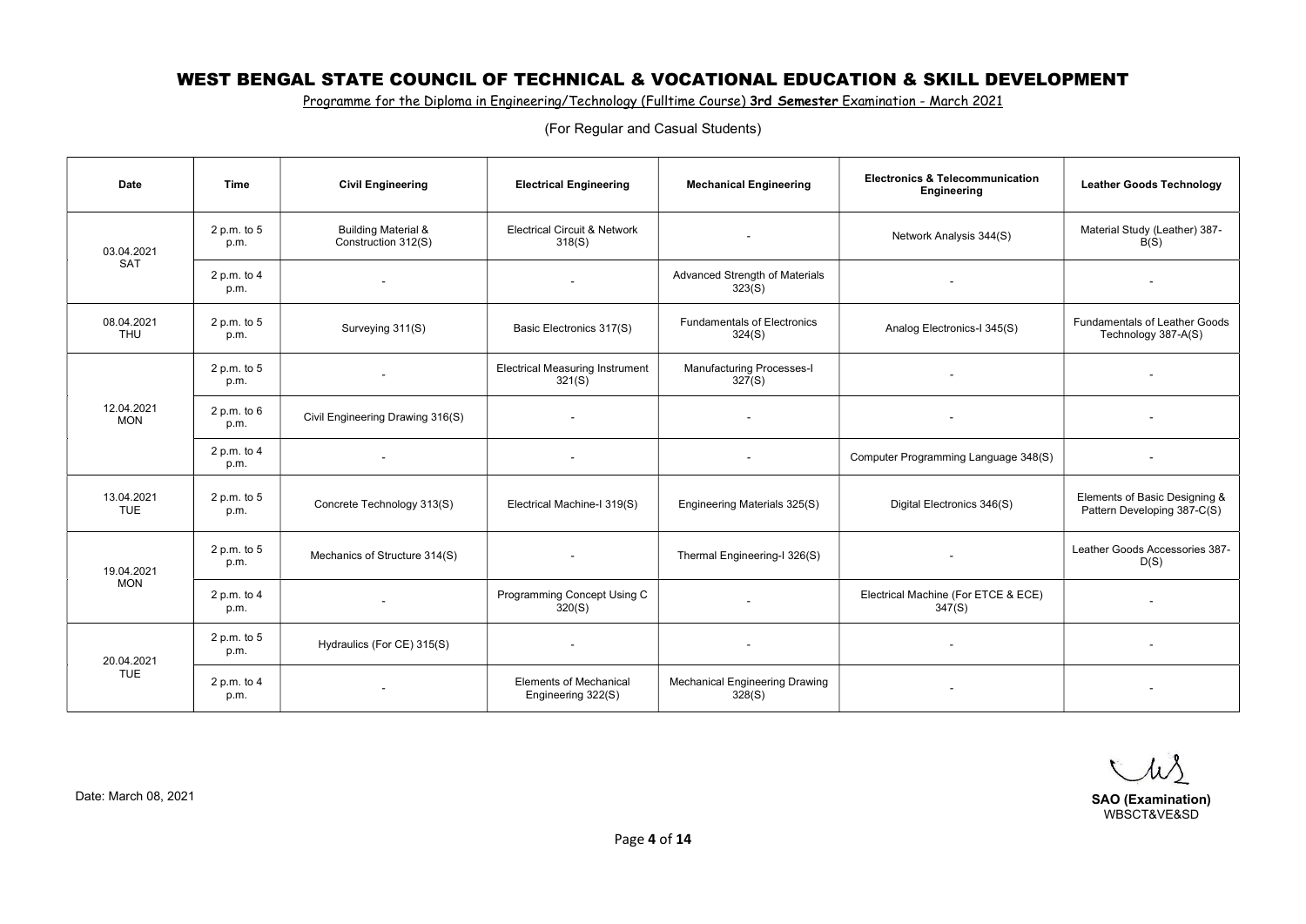# WEST BENGAL STATE COUNCIL OF TECHNICAL & VOCATIONAL EDUCATION & SKILL DEVELOPMENT

Programme for the Diploma in Engineering/Technology (Fulltime Course) **3rd Semester** Examination - March 2021

(For Regular and Casual Students)

| Date | Time | Civil Engineering | Electrical Engineering | Mechanical Engineering | Electronics & Telecommunication Engineering | Leather Goods Technology |
|---|---|---|---|---|---|---|
| 03.04.2021 SAT | 2 p.m. to 5 p.m. | Building Material & Construction 312(S) | Electrical Circuit & Network 318(S) | - | Network Analysis 344(S) | Material Study (Leather) 387-B(S) |
| | 2 p.m. to 4 p.m. | - | - | Advanced Strength of Materials 323(S) | - | - |
| 08.04.2021 THU | 2 p.m. to 5 p.m. | Surveying 311(S) | Basic Electronics 317(S) | Fundamentals of Electronics 324(S) | Analog Electronics-I 345(S) | Fundamentals of Leather Goods Technology 387-A(S) |
| 12.04.2021 MON | 2 p.m. to 5 p.m. | - | Electrical Measuring Instrument 321(S) | Manufacturing Processes-I 327(S) | - | - |
| | 2 p.m. to 6 p.m. | Civil Engineering Drawing 316(S) | - | - | - | - |
| | 2 p.m. to 4 p.m. | - | - | - | Computer Programming Language 348(S) | - |
| 13.04.2021 TUE | 2 p.m. to 5 p.m. | Concrete Technology 313(S) | Electrical Machine-I 319(S) | Engineering Materials 325(S) | Digital Electronics 346(S) | Elements of Basic Designing & Pattern Developing 387-C(S) |
| 19.04.2021 MON | 2 p.m. to 5 p.m. | Mechanics of Structure 314(S) | - | Thermal Engineering-I 326(S) | - | Leather Goods Accessories 387-D(S) |
| | 2 p.m. to 4 p.m. | - | Programming Concept Using C 320(S) | - | Electrical Machine (For ETCE & ECE) 347(S) | - |
| 20.04.2021 TUE | 2 p.m. to 5 p.m. | Hydraulics (For CE) 315(S) | - | - | - | - |
| | 2 p.m. to 4 p.m. | - | Elements of Mechanical Engineering 322(S) | Mechanical Engineering Drawing 328(S) | - | - |

Date: March 08, 2021

**SAO (Examination)**
WBSCT&VE&SD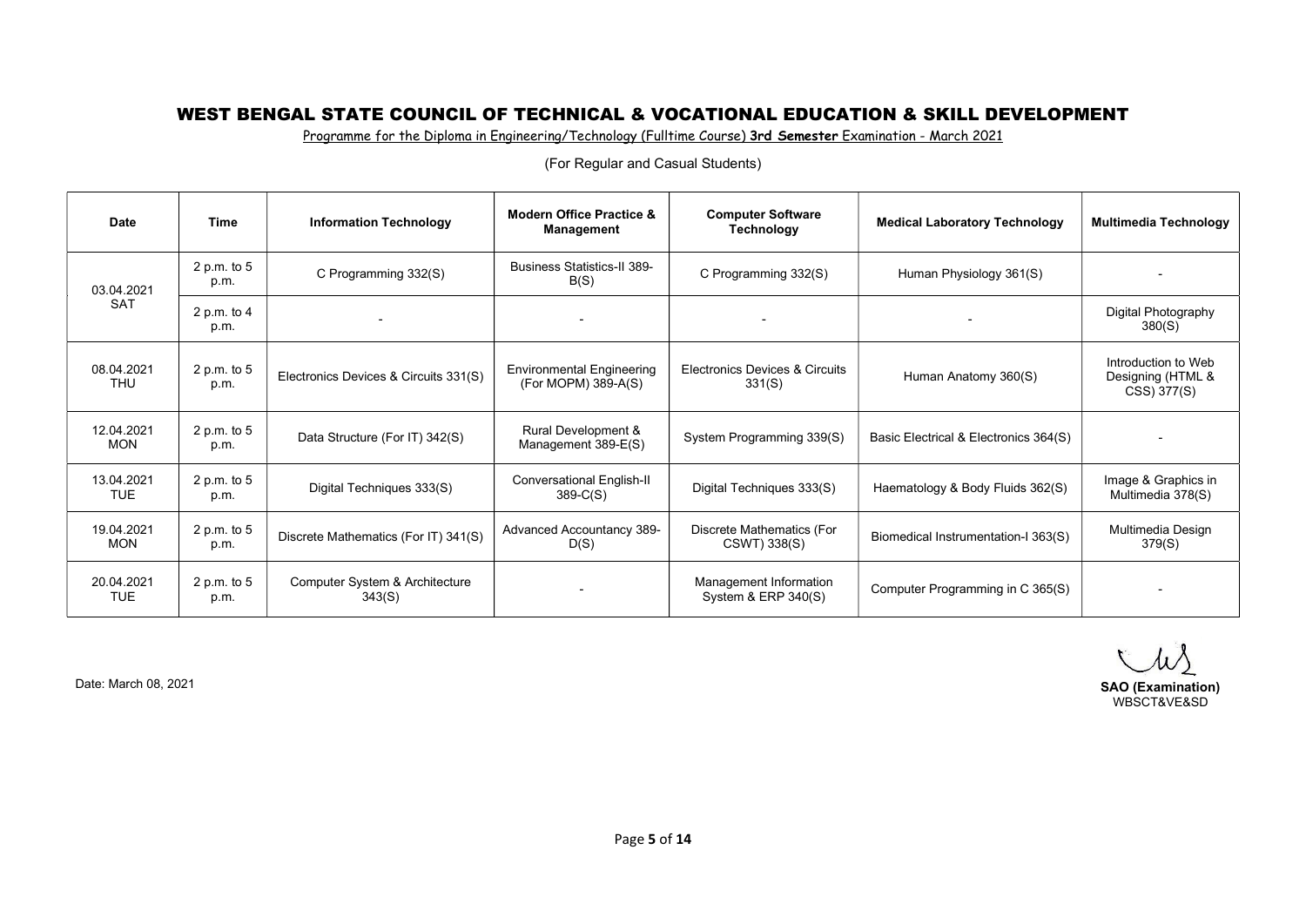# WEST BENGAL STATE COUNCIL OF TECHNICAL & VOCATIONAL EDUCATION & SKILL DEVELOPMENT

Programme for the Diploma in Engineering/Technology (Fulltime Course) **3rd Semester** Examination - March 2021

(For Regular and Casual Students)

| Date | Time | Information Technology | Modern Office Practice & Management | Computer Software Technology | Medical Laboratory Technology | Multimedia Technology |
|---|---|---|---|---|---|---|
| 03.04.2021 SAT | 2 p.m. to 5 p.m. | C Programming 332(S) | Business Statistics-II 389-B(S) | C Programming 332(S) | Human Physiology 361(S) | - |
| | 2 p.m. to 4 p.m. | - | - | - | - | Digital Photography 380(S) |
| 08.04.2021 THU | 2 p.m. to 5 p.m. | Electronics Devices & Circuits 331(S) | Environmental Engineering (For MOPM) 389-A(S) | Electronics Devices & Circuits 331(S) | Human Anatomy 360(S) | Introduction to Web Designing (HTML & CSS) 377(S) |
| 12.04.2021 MON | 2 p.m. to 5 p.m. | Data Structure (For IT) 342(S) | Rural Development & Management 389-E(S) | System Programming 339(S) | Basic Electrical & Electronics 364(S) | - |
| 13.04.2021 TUE | 2 p.m. to 5 p.m. | Digital Techniques 333(S) | Conversational English-II 389-C(S) | Digital Techniques 333(S) | Haematology & Body Fluids 362(S) | Image & Graphics in Multimedia 378(S) |
| 19.04.2021 MON | 2 p.m. to 5 p.m. | Discrete Mathematics (For IT) 341(S) | Advanced Accountancy 389-D(S) | Discrete Mathematics (For CSWT) 338(S) | Biomedical Instrumentation-I 363(S) | Multimedia Design 379(S) |
| 20.04.2021 TUE | 2 p.m. to 5 p.m. | Computer System & Architecture 343(S) | - | Management Information System & ERP 340(S) | Computer Programming in C 365(S) | - |

Date: March 08, 2021

**SAO (Examination)**
WBSCT&VE&SD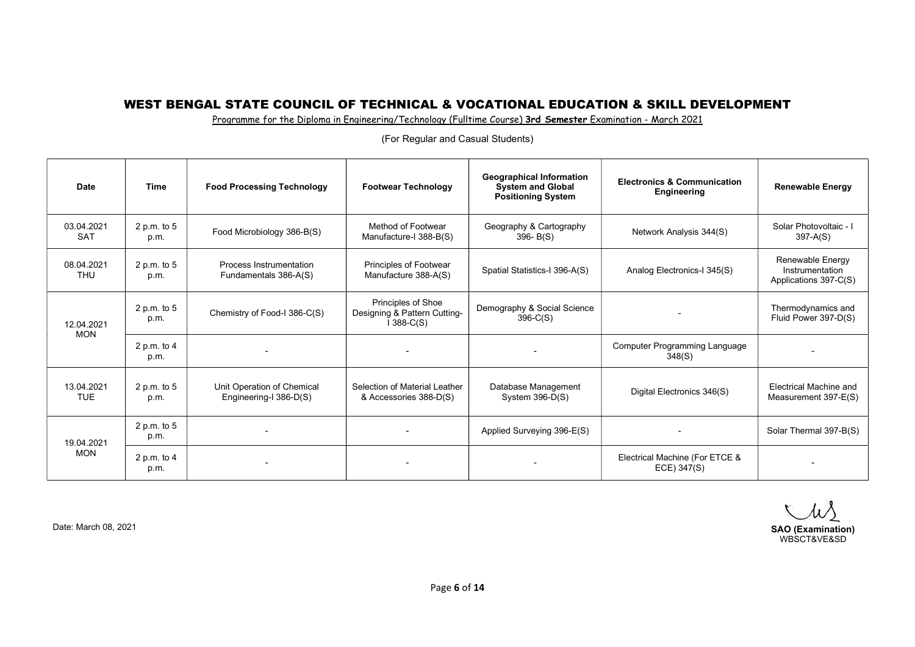# WEST BENGAL STATE COUNCIL OF TECHNICAL & VOCATIONAL EDUCATION & SKILL DEVELOPMENT

Programme for the Diploma in Engineering/Technology (Fulltime Course) **3rd Semester** Examination - March 2021

(For Regular and Casual Students)

| Date | Time | Food Processing Technology | Footwear Technology | Geographical Information System and Global Positioning System | Electronics & Communication Engineering | Renewable Energy |
|---|---|---|---|---|---|---|
| 03.04.2021 SAT | 2 p.m. to 5 p.m. | Food Microbiology 386-B(S) | Method of Footwear Manufacture-I 388-B(S) | Geography & Cartography 396- B(S) | Network Analysis 344(S) | Solar Photovoltaic - I 397-A(S) |
| 08.04.2021 THU | 2 p.m. to 5 p.m. | Process Instrumentation Fundamentals 386-A(S) | Principles of Footwear Manufacture 388-A(S) | Spatial Statistics-I 396-A(S) | Analog Electronics-I 345(S) | Renewable Energy Instrumentation Applications 397-C(S) |
| 12.04.2021 MON | 2 p.m. to 5 p.m. | Chemistry of Food-I 386-C(S) | Principles of Shoe Designing & Pattern Cutting-I 388-C(S) | Demography & Social Science 396-C(S) | - | Thermodynamics and Fluid Power 397-D(S) |
| | 2 p.m. to 4 p.m. | - | - | - | Computer Programming Language 348(S) | - |
| 13.04.2021 TUE | 2 p.m. to 5 p.m. | Unit Operation of Chemical Engineering-I 386-D(S) | Selection of Material Leather & Accessories 388-D(S) | Database Management System 396-D(S) | Digital Electronics 346(S) | Electrical Machine and Measurement 397-E(S) |
| 19.04.2021 MON | 2 p.m. to 5 p.m. | - | - | Applied Surveying 396-E(S) | - | Solar Thermal 397-B(S) |
| | 2 p.m. to 4 p.m. | - | - | - | Electrical Machine (For ETCE & ECE) 347(S) | - |

Date: March 08, 2021

**SAO (Examination)**
WBSCT&VE&SD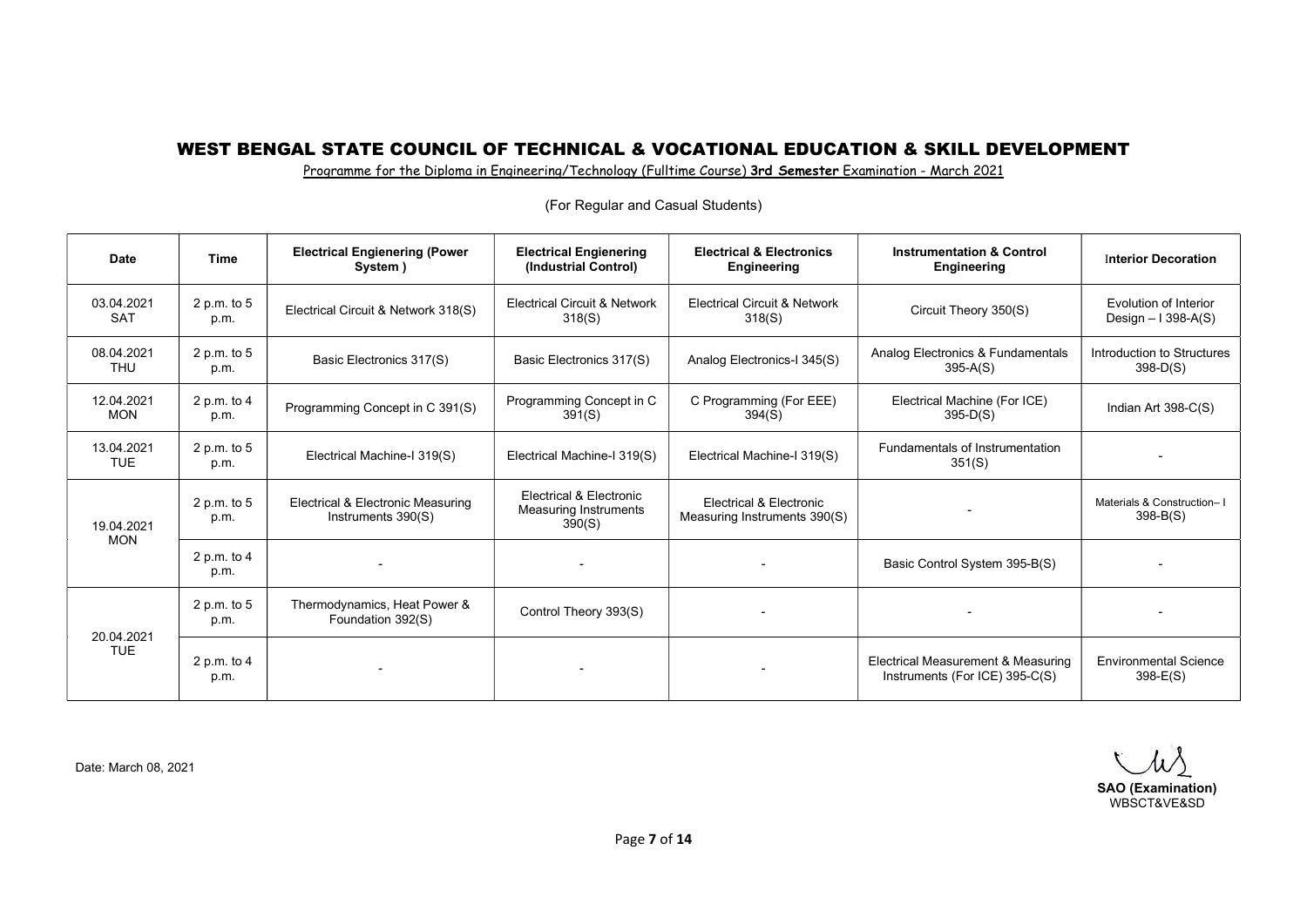## WEST BENGAL STATE COUNCIL OF TECHNICAL & VOCATIONAL EDUCATION & SKILL DEVELOPMENT

Programme for the Diploma in Engineering/Technology (Fulltime Course) **3rd Semester** Examination - March 2021

(For Regular and Casual Students)

| Date | Time | Electrical Engienering (Power System ) | Electrical Engienering (Industrial Control) | Electrical & Electronics Engineering | Instrumentation & Control Engineering | Interior Decoration |
|---|---|---|---|---|---|---|
| 03.04.2021 SAT | 2 p.m. to 5 p.m. | Electrical Circuit & Network 318(S) | Electrical Circuit & Network 318(S) | Electrical Circuit & Network 318(S) | Circuit Theory 350(S) | Evolution of Interior Design – I 398-A(S) |
| 08.04.2021 THU | 2 p.m. to 5 p.m. | Basic Electronics 317(S) | Basic Electronics 317(S) | Analog Electronics-I 345(S) | Analog Electronics & Fundamentals 395-A(S) | Introduction to Structures 398-D(S) |
| 12.04.2021 MON | 2 p.m. to 4 p.m. | Programming Concept in C 391(S) | Programming Concept in C 391(S) | C Programming (For EEE) 394(S) | Electrical Machine (For ICE) 395-D(S) | Indian Art 398-C(S) |
| 13.04.2021 TUE | 2 p.m. to 5 p.m. | Electrical Machine-I 319(S) | Electrical Machine-I 319(S) | Electrical Machine-I 319(S) | Fundamentals of Instrumentation 351(S) | - |
| 19.04.2021 MON | 2 p.m. to 5 p.m. | Electrical & Electronic Measuring Instruments 390(S) | Electrical & Electronic Measuring Instruments 390(S) | Electrical & Electronic Measuring Instruments 390(S) | - | Materials & Construction– I 398-B(S) |
| | 2 p.m. to 4 p.m. | - | - | - | Basic Control System 395-B(S) | - |
| 20.04.2021 TUE | 2 p.m. to 5 p.m. | Thermodynamics, Heat Power & Foundation 392(S) | Control Theory 393(S) | - | - | - |
| | 2 p.m. to 4 p.m. | - | - | - | Electrical Measurement & Measuring Instruments (For ICE) 395-C(S) | Environmental Science 398-E(S) |

Date: March 08, 2021

**SAO (Examination)**
WBSCT&VE&SD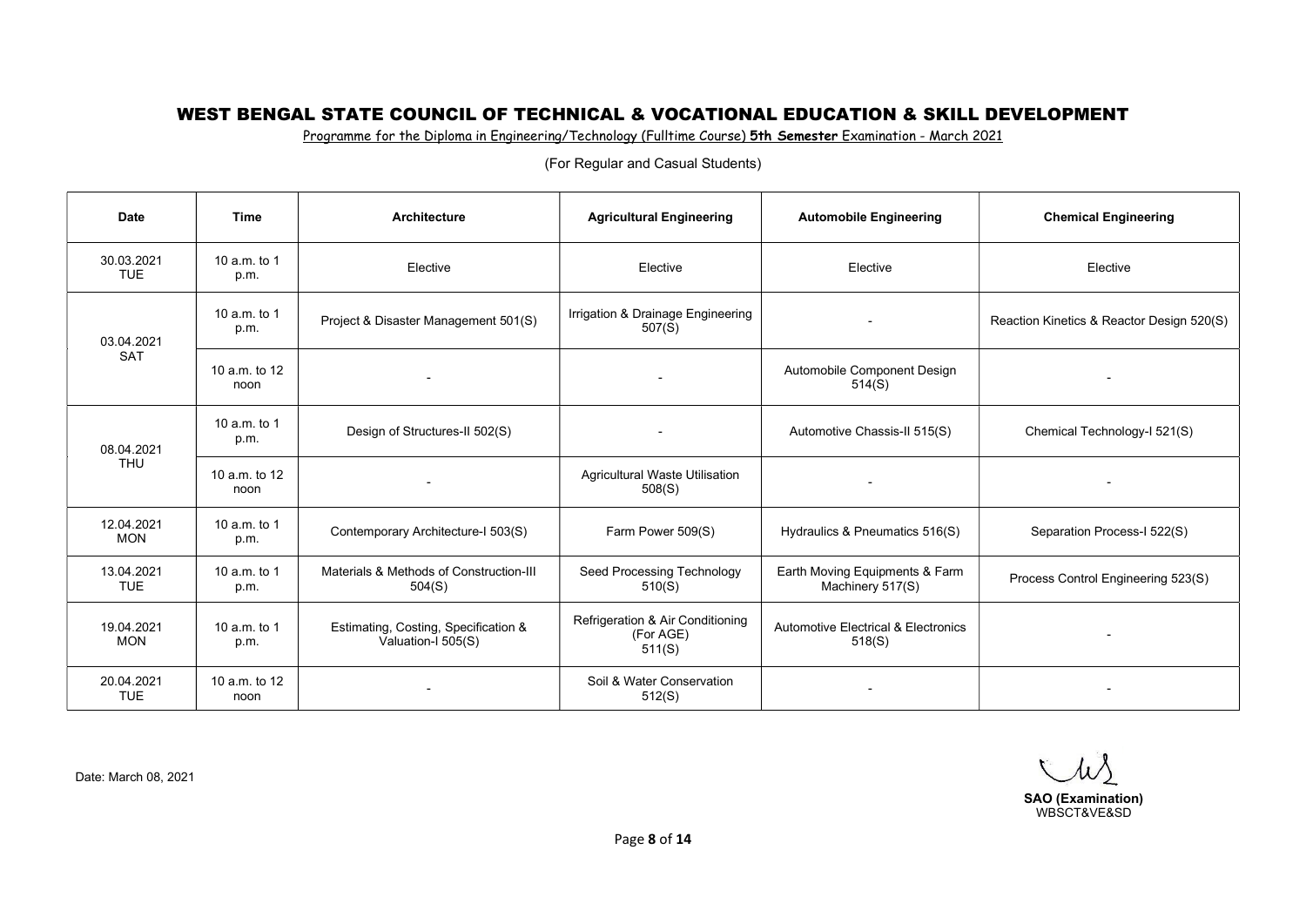# WEST BENGAL STATE COUNCIL OF TECHNICAL & VOCATIONAL EDUCATION & SKILL DEVELOPMENT

Programme for the Diploma in Engineering/Technology (Fulltime Course) **5th Semester** Examination - March 2021

(For Regular and Casual Students)

| Date | Time | Architecture | Agricultural Engineering | Automobile Engineering | Chemical Engineering |
|---|---|---|---|---|---|
| 30.03.2021 TUE | 10 a.m. to 1 p.m. | Elective | Elective | Elective | Elective |
| 03.04.2021 SAT | 10 a.m. to 1 p.m. | Project & Disaster Management 501(S) | Irrigation & Drainage Engineering 507(S) | - | Reaction Kinetics & Reactor Design 520(S) |
| | 10 a.m. to 12 noon | - | - | Automobile Component Design 514(S) | - |
| 08.04.2021 THU | 10 a.m. to 1 p.m. | Design of Structures-II 502(S) | - | Automotive Chassis-II 515(S) | Chemical Technology-I 521(S) |
| | 10 a.m. to 12 noon | - | Agricultural Waste Utilisation 508(S) | - | - |
| 12.04.2021 MON | 10 a.m. to 1 p.m. | Contemporary Architecture-I 503(S) | Farm Power 509(S) | Hydraulics & Pneumatics 516(S) | Separation Process-I 522(S) |
| 13.04.2021 TUE | 10 a.m. to 1 p.m. | Materials & Methods of Construction-III 504(S) | Seed Processing Technology 510(S) | Earth Moving Equipments & Farm Machinery 517(S) | Process Control Engineering 523(S) |
| 19.04.2021 MON | 10 a.m. to 1 p.m. | Estimating, Costing, Specification & Valuation-I 505(S) | Refrigeration & Air Conditioning (For AGE) 511(S) | Automotive Electrical & Electronics 518(S) | - |
| 20.04.2021 TUE | 10 a.m. to 12 noon | - | Soil & Water Conservation 512(S) | - | - |

Date: March 08, 2021

**SAO (Examination)**
WBSCT&VE&SD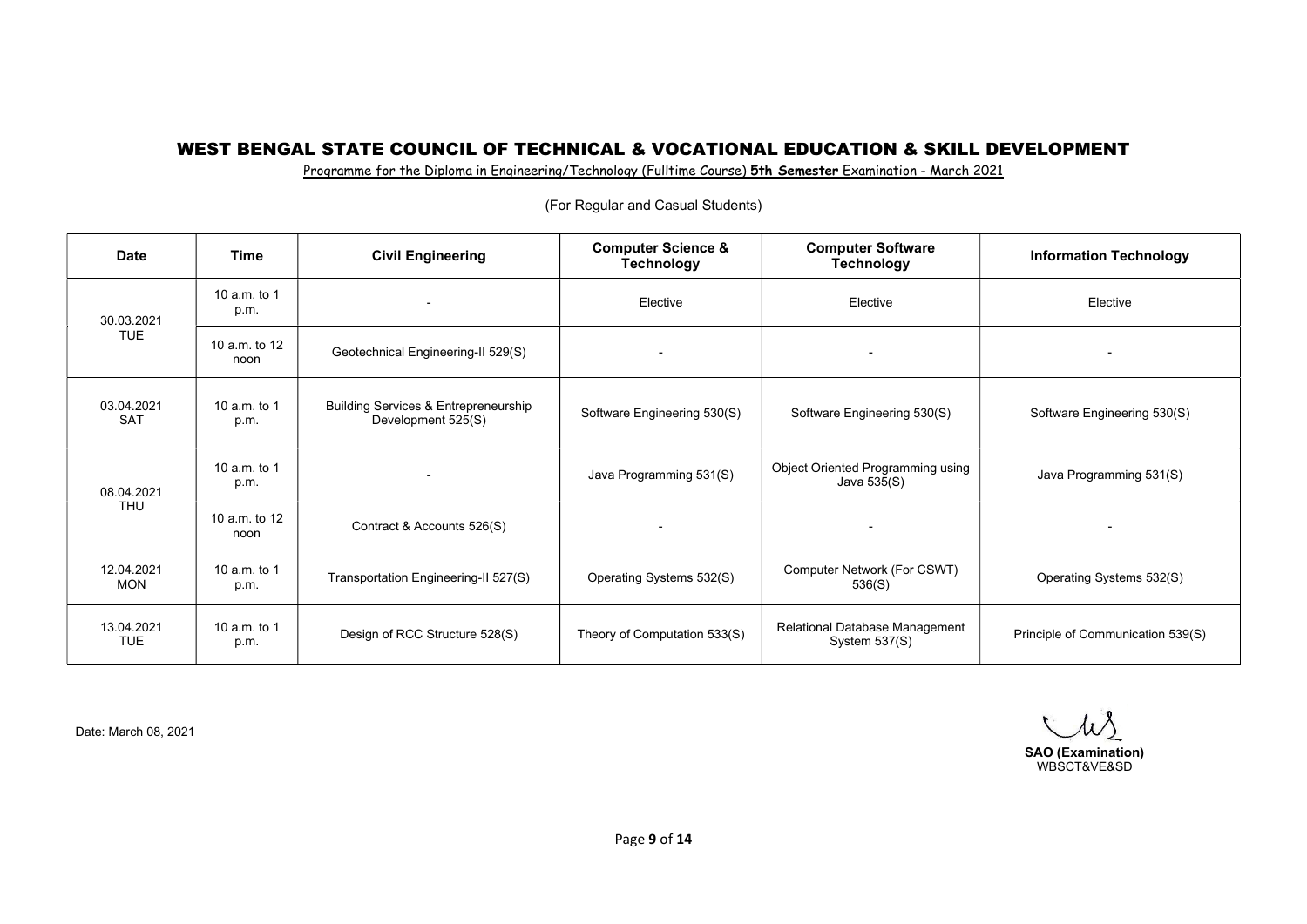## WEST BENGAL STATE COUNCIL OF TECHNICAL & VOCATIONAL EDUCATION & SKILL DEVELOPMENT

Programme for the Diploma in Engineering/Technology (Fulltime Course) **5th Semester** Examination - March 2021

(For Regular and Casual Students)

| Date | Time | Civil Engineering | Computer Science & Technology | Computer Software Technology | Information Technology |
|---|---|---|---|---|---|
| 30.03.2021 TUE | 10 a.m. to 1 p.m. | - | Elective | Elective | Elective |
| | 10 a.m. to 12 noon | Geotechnical Engineering-II 529(S) | - | - | - |
| 03.04.2021 SAT | 10 a.m. to 1 p.m. | Building Services & Entrepreneurship Development 525(S) | Software Engineering 530(S) | Software Engineering 530(S) | Software Engineering 530(S) |
| 08.04.2021 THU | 10 a.m. to 1 p.m. | - | Java Programming 531(S) | Object Oriented Programming using Java 535(S) | Java Programming 531(S) |
| | 10 a.m. to 12 noon | Contract & Accounts 526(S) | - | - | - |
| 12.04.2021 MON | 10 a.m. to 1 p.m. | Transportation Engineering-II 527(S) | Operating Systems 532(S) | Computer Network (For CSWT) 536(S) | Operating Systems 532(S) |
| 13.04.2021 TUE | 10 a.m. to 1 p.m. | Design of RCC Structure 528(S) | Theory of Computation 533(S) | Relational Database Management System 537(S) | Principle of Communication 539(S) |

Date: March 08, 2021

**SAO (Examination)**
WBSCT&VE&SD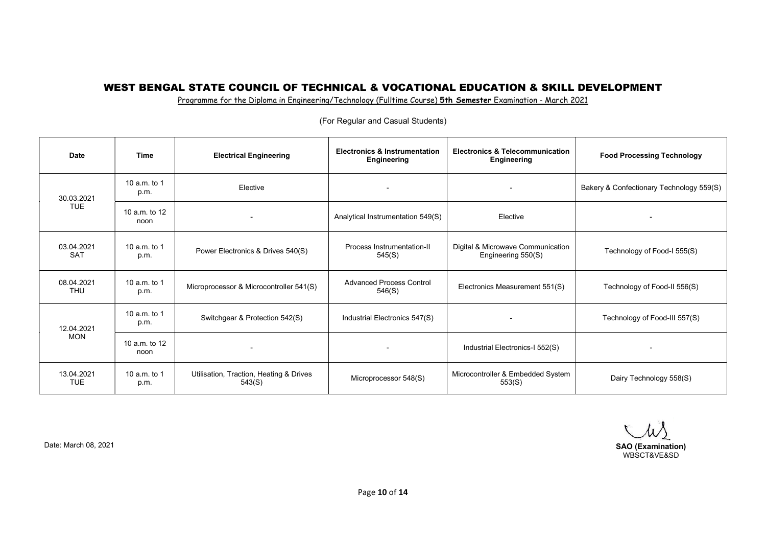# WEST BENGAL STATE COUNCIL OF TECHNICAL & VOCATIONAL EDUCATION & SKILL DEVELOPMENT

Programme for the Diploma in Engineering/Technology (Fulltime Course) **5th Semester** Examination - March 2021

(For Regular and Casual Students)

| Date | Time | Electrical Engineering | Electronics & Instrumentation Engineering | Electronics & Telecommunication Engineering | Food Processing Technology |
|---|---|---|---|---|---|
| 30.03.2021 TUE | 10 a.m. to 1 p.m. | Elective | - | - | Bakery & Confectionary Technology 559(S) |
| | 10 a.m. to 12 noon | - | Analytical Instrumentation 549(S) | Elective | - |
| 03.04.2021 SAT | 10 a.m. to 1 p.m. | Power Electronics & Drives 540(S) | Process Instrumentation-II 545(S) | Digital & Microwave Communication Engineering 550(S) | Technology of Food-I 555(S) |
| 08.04.2021 THU | 10 a.m. to 1 p.m. | Microprocessor & Microcontroller 541(S) | Advanced Process Control 546(S) | Electronics Measurement 551(S) | Technology of Food-II 556(S) |
| 12.04.2021 MON | 10 a.m. to 1 p.m. | Switchgear & Protection 542(S) | Industrial Electronics 547(S) | - | Technology of Food-III 557(S) |
| | 10 a.m. to 12 noon | - | - | Industrial Electronics-I 552(S) | - |
| 13.04.2021 TUE | 10 a.m. to 1 p.m. | Utilisation, Traction, Heating & Drives 543(S) | Microprocessor 548(S) | Microcontroller & Embedded System 553(S) | Dairy Technology 558(S) |

Date: March 08, 2021

**SAO (Examination)**
WBSCT&VE&SD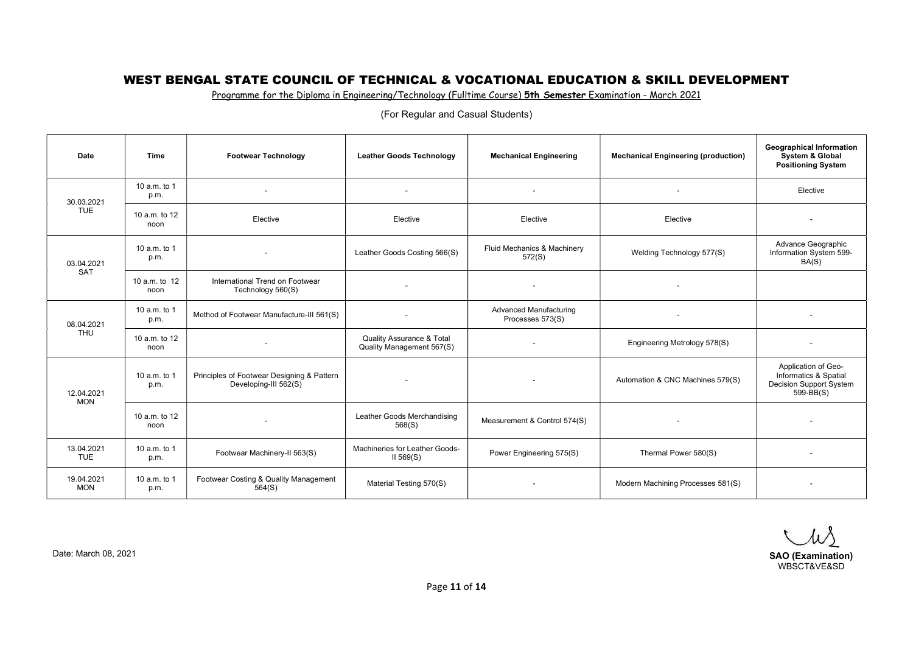# WEST BENGAL STATE COUNCIL OF TECHNICAL & VOCATIONAL EDUCATION & SKILL DEVELOPMENT

Programme for the Diploma in Engineering/Technology (Fulltime Course) **5th Semester** Examination - March 2021

(For Regular and Casual Students)

| Date | Time | Footwear Technology | Leather Goods Technology | Mechanical Engineering | Mechanical Engineering (production) | Geographical Information System & Global Positioning System |
|---|---|---|---|---|---|---|
| 30.03.2021 TUE | 10 a.m. to 1 p.m. | - | - | - | - | Elective |
| | 10 a.m. to 12 noon | Elective | Elective | Elective | Elective | - |
| 03.04.2021 SAT | 10 a.m. to 1 p.m. | - | Leather Goods Costing 566(S) | Fluid Mechanics & Machinery 572(S) | Welding Technology 577(S) | Advance Geographic Information System 599-BA(S) |
| | 10 a.m. to 12 noon | International Trend on Footwear Technology 560(S) | - | - | - | |
| 08.04.2021 THU | 10 a.m. to 1 p.m. | Method of Footwear Manufacture-III 561(S) | - | Advanced Manufacturing Processes 573(S) | - | - |
| | 10 a.m. to 12 noon | - | Quality Assurance & Total Quality Management 567(S) | - | Engineering Metrology 578(S) | - |
| 12.04.2021 MON | 10 a.m. to 1 p.m. | Principles of Footwear Designing & Pattern Developing-III 562(S) | - | - | Automation & CNC Machines 579(S) | Application of Geo-Informatics & Spatial Decision Support System 599-BB(S) |
| | 10 a.m. to 12 noon | - | Leather Goods Merchandising 568(S) | Measurement & Control 574(S) | - | - |
| 13.04.2021 TUE | 10 a.m. to 1 p.m. | Footwear Machinery-II 563(S) | Machineries for Leather Goods-II 569(S) | Power Engineering 575(S) | Thermal Power 580(S) | - |
| 19.04.2021 MON | 10 a.m. to 1 p.m. | Footwear Costing & Quality Management 564(S) | Material Testing 570(S) | - | Modern Machining Processes 581(S) | - |

Date: March 08, 2021

**SAO (Examination)**
WBSCT&VE&SD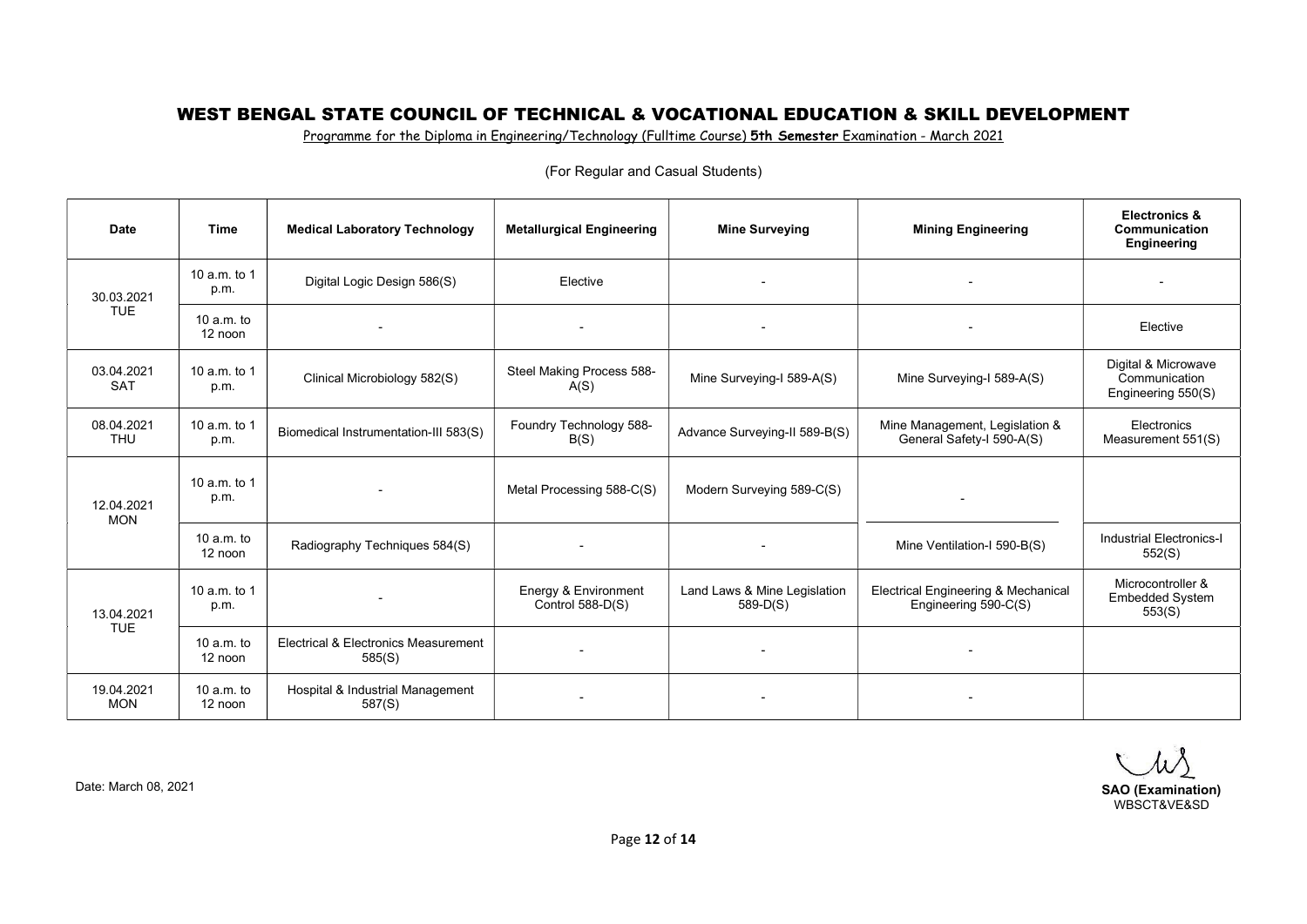# WEST BENGAL STATE COUNCIL OF TECHNICAL & VOCATIONAL EDUCATION & SKILL DEVELOPMENT

Programme for the Diploma in Engineering/Technology (Fulltime Course) **5th Semester** Examination - March 2021

(For Regular and Casual Students)

| Date | Time | Medical Laboratory Technology | Metallurgical Engineering | Mine Surveying | Mining Engineering | Electronics & Communication Engineering |
|---|---|---|---|---|---|---|
| 30.03.2021 TUE | 10 a.m. to 1 p.m. | Digital Logic Design 586(S) | Elective | - | - | - |
| | 10 a.m. to 12 noon | - | - | - | - | Elective |
| 03.04.2021 SAT | 10 a.m. to 1 p.m. | Clinical Microbiology 582(S) | Steel Making Process 588-A(S) | Mine Surveying-I 589-A(S) | Mine Surveying-I 589-A(S) | Digital & Microwave Communication Engineering 550(S) |
| 08.04.2021 THU | 10 a.m. to 1 p.m. | Biomedical Instrumentation-III 583(S) | Foundry Technology 588-B(S) | Advance Surveying-II 589-B(S) | Mine Management, Legislation & General Safety-I 590-A(S) | Electronics Measurement 551(S) |
| 12.04.2021 MON | 10 a.m. to 1 p.m. | - | Metal Processing 588-C(S) | Modern Surveying 589-C(S) | - | |
| | 10 a.m. to 12 noon | Radiography Techniques 584(S) | - | - | Mine Ventilation-I 590-B(S) | Industrial Electronics-I 552(S) |
| 13.04.2021 TUE | 10 a.m. to 1 p.m. | - | Energy & Environment Control 588-D(S) | Land Laws & Mine Legislation 589-D(S) | Electrical Engineering & Mechanical Engineering 590-C(S) | Microcontroller & Embedded System 553(S) |
| | 10 a.m. to 12 noon | Electrical & Electronics Measurement 585(S) | - | - | - | |
| 19.04.2021 MON | 10 a.m. to 12 noon | Hospital & Industrial Management 587(S) | - | - | - | |

Date: March 08, 2021

**SAO (Examination)**
WBSCT&VE&SD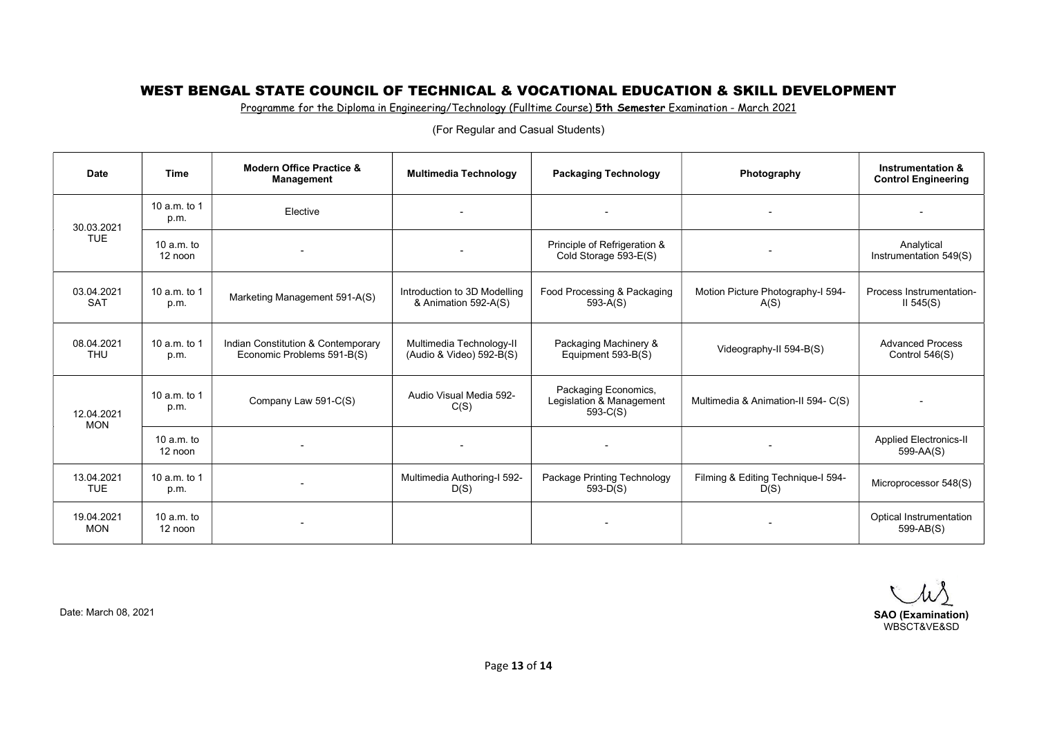# WEST BENGAL STATE COUNCIL OF TECHNICAL & VOCATIONAL EDUCATION & SKILL DEVELOPMENT

Programme for the Diploma in Engineering/Technology (Fulltime Course) **5th Semester** Examination - March 2021

(For Regular and Casual Students)

| Date | Time | Modern Office Practice & Management | Multimedia Technology | Packaging Technology | Photography | Instrumentation & Control Engineering |
|---|---|---|---|---|---|---|
| 30.03.2021 TUE | 10 a.m. to 1 p.m. | Elective | - | - | - | - |
| | 10 a.m. to 12 noon | - | - | Principle of Refrigeration & Cold Storage 593-E(S) | - | Analytical Instrumentation 549(S) |
| 03.04.2021 SAT | 10 a.m. to 1 p.m. | Marketing Management 591-A(S) | Introduction to 3D Modelling & Animation 592-A(S) | Food Processing & Packaging 593-A(S) | Motion Picture Photography-I 594-A(S) | Process Instrumentation-II 545(S) |
| 08.04.2021 THU | 10 a.m. to 1 p.m. | Indian Constitution & Contemporary Economic Problems 591-B(S) | Multimedia Technology-II (Audio & Video) 592-B(S) | Packaging Machinery & Equipment 593-B(S) | Videography-II 594-B(S) | Advanced Process Control 546(S) |
| 12.04.2021 MON | 10 a.m. to 1 p.m. | Company Law 591-C(S) | Audio Visual Media 592-C(S) | Packaging Economics, Legislation & Management 593-C(S) | Multimedia & Animation-II 594- C(S) | - |
| | 10 a.m. to 12 noon | - | - | - | - | Applied Electronics-II 599-AA(S) |
| 13.04.2021 TUE | 10 a.m. to 1 p.m. | - | Multimedia Authoring-I 592-D(S) | Package Printing Technology 593-D(S) | Filming & Editing Technique-I 594-D(S) | Microprocessor 548(S) |
| 19.04.2021 MON | 10 a.m. to 12 noon | - | | - | - | Optical Instrumentation 599-AB(S) |

Date: March 08, 2021

**SAO (Examination)**
WBSCT&VE&SD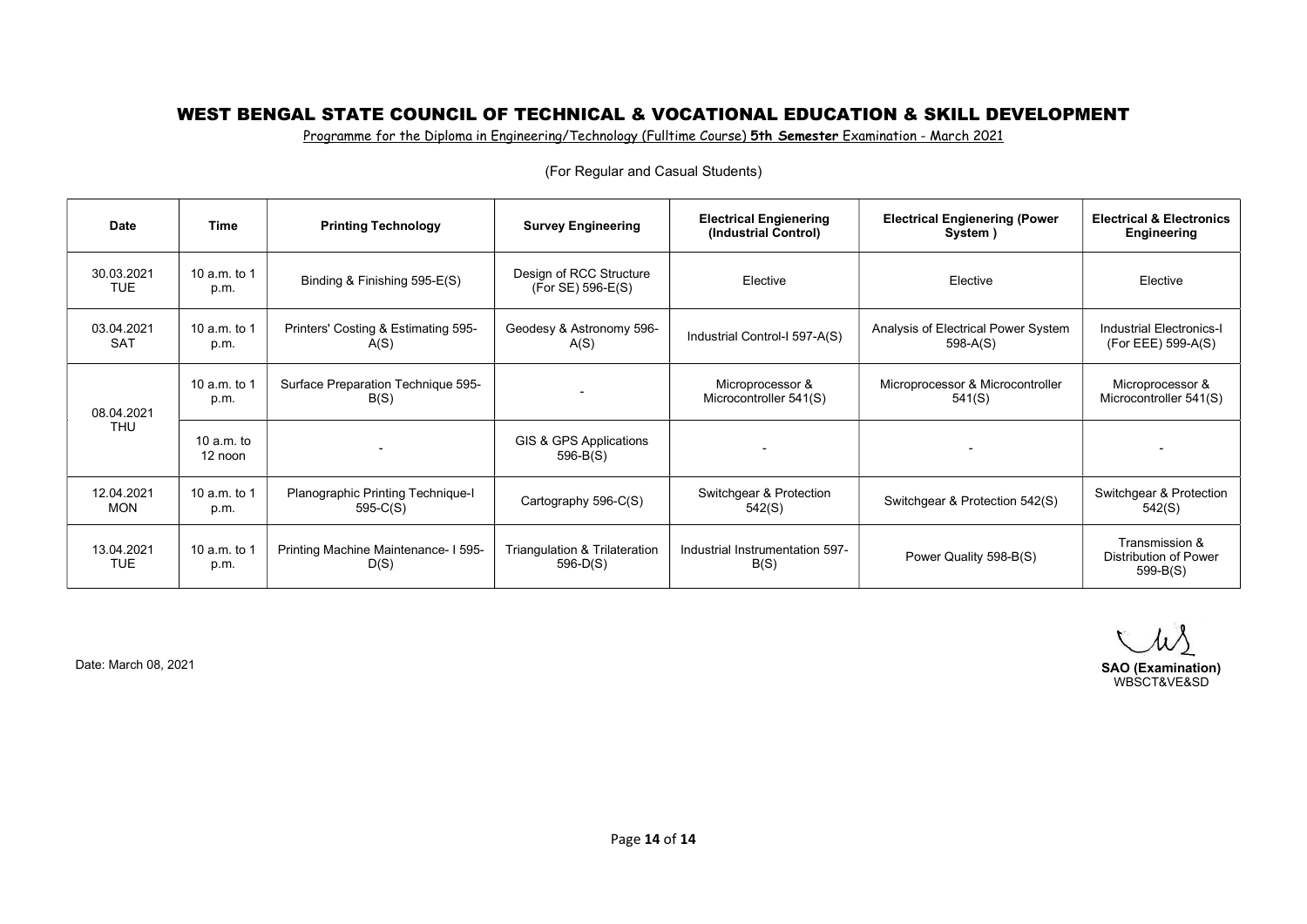# WEST BENGAL STATE COUNCIL OF TECHNICAL & VOCATIONAL EDUCATION & SKILL DEVELOPMENT

Programme for the Diploma in Engineering/Technology (Fulltime Course) **5th Semester** Examination - March 2021

(For Regular and Casual Students)

| Date | Time | Printing Technology | Survey Engineering | Electrical Engienering (Industrial Control) | Electrical Engienering (Power System ) | Electrical & Electronics Engineering |
|---|---|---|---|---|---|---|
| 30.03.2021 TUE | 10 a.m. to 1 p.m. | Binding & Finishing 595-E(S) | Design of RCC Structure (For SE) 596-E(S) | Elective | Elective | Elective |
| 03.04.2021 SAT | 10 a.m. to 1 p.m. | Printers' Costing & Estimating 595-A(S) | Geodesy & Astronomy 596-A(S) | Industrial Control-I 597-A(S) | Analysis of Electrical Power System 598-A(S) | Industrial Electronics-I (For EEE) 599-A(S) |
| 08.04.2021 THU | 10 a.m. to 1 p.m. | Surface Preparation Technique 595-B(S) | - | Microprocessor & Microcontroller 541(S) | Microprocessor & Microcontroller 541(S) | Microprocessor & Microcontroller 541(S) |
| | 10 a.m. to 12 noon | - | GIS & GPS Applications 596-B(S) | - | - | - |
| 12.04.2021 MON | 10 a.m. to 1 p.m. | Planographic Printing Technique-I 595-C(S) | Cartography 596-C(S) | Switchgear & Protection 542(S) | Switchgear & Protection 542(S) | Switchgear & Protection 542(S) |
| 13.04.2021 TUE | 10 a.m. to 1 p.m. | Printing Machine Maintenance- I 595-D(S) | Triangulation & Trilateration 596-D(S) | Industrial Instrumentation 597-B(S) | Power Quality 598-B(S) | Transmission & Distribution of Power 599-B(S) |

Date: March 08, 2021

**SAO (Examination)**
WBSCT&VE&SD